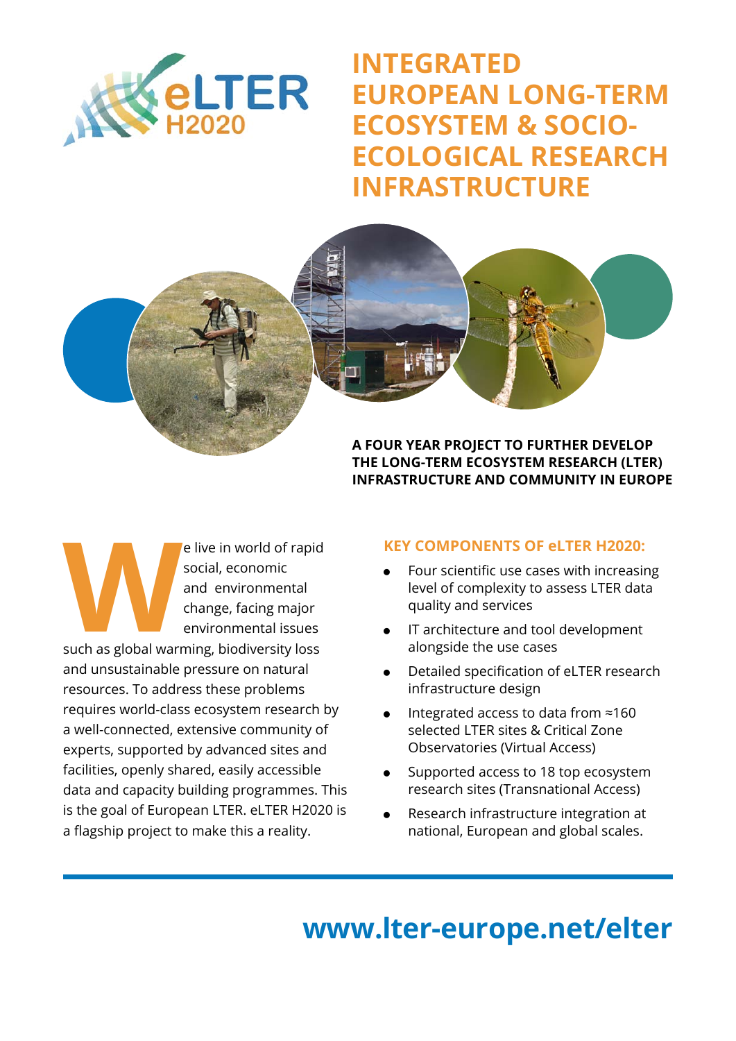eLTER H2020

# INTEGRATED EUROPEAN LONG-TERM ECOSYSTEM & SOCIO-ECOLOGICAL RESEARCH INFRASTRUCTURE

**A FOUR YEAR PROJECT TO FURTHER DEVELOP THE LONG-TERM ECOSYSTEM RESEARCH (LTER) INFRASTRUCTURE AND COMMUNITY IN EUROPE**

We live in world of rapid social, economic and environmental change, facing major environmental issues such as global warming, biodiversity loss and unsustainable pressure on natural resources. To address these problems requires world-class ecosystem research by a well-connected, extensive community of experts, supported by advanced sites and facilities, openly shared, easily accessible data and capacity building programmes. This is the goal of European LTER. eLTER H2020 is a flagship project to make this a reality.

## KEY COMPONENTS OF eLTER H2020:

- Four scientific use cases with increasing level of complexity to assess LTER data quality and services
- IT architecture and tool development alongside the use cases
- Detailed specification of eLTER research infrastructure design
- Integrated access to data from ≈160 selected LTER sites & Critical Zone Observatories (Virtual Access)
- Supported access to 18 top ecosystem research sites (Transnational Access)
- Research infrastructure integration at national, European and global scales.

**www.lter-europe.net/elter**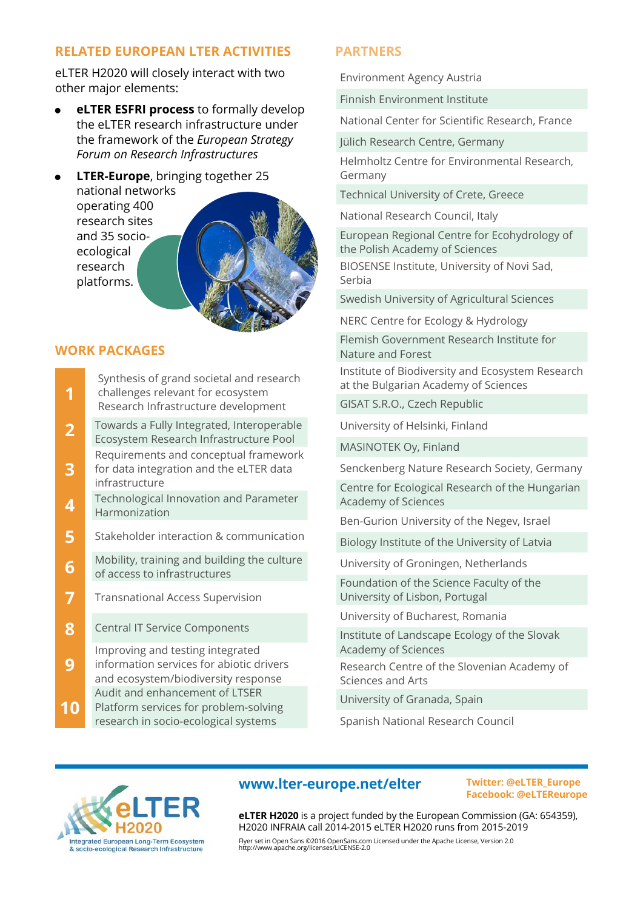## RELATED EUROPEAN LTER ACTIVITIES

eLTER H2020 will closely interact with two other major elements:

- **eLTER ESFRI process** to formally develop the eLTER research infrastructure under the framework of the *European Strategy Forum on Research Infrastructures*
- **LTER-Europe**, bringing together 25 national networks operating 400 research sites and 35 socio-ecological research platforms.

## WORK PACKAGES

| | |
|---|---|
| 1 | Synthesis of grand societal and research challenges relevant for ecosystem Research Infrastructure development |
| 2 | Towards a Fully Integrated, Interoperable Ecosystem Research Infrastructure Pool |
| 3 | Requirements and conceptual framework for data integration and the eLTER data infrastructure |
| 4 | Technological Innovation and Parameter Harmonization |
| 5 | Stakeholder interaction & communication |
| 6 | Mobility, training and building the culture of access to infrastructures |
| 7 | Transnational Access Supervision |
| 8 | Central IT Service Components |
| 9 | Improving and testing integrated information services for abiotic drivers and ecosystem/biodiversity response |
| 10 | Audit and enhancement of LTSER Platform services for problem-solving research in socio-ecological systems |

## PARTNERS

- Environment Agency Austria
- Finnish Environment Institute
- National Center for Scientific Research, France
- Jülich Research Centre, Germany
- Helmholtz Centre for Environmental Research, Germany
- Technical University of Crete, Greece
- National Research Council, Italy
- European Regional Centre for Ecohydrology of the Polish Academy of Sciences
- BIOSENSE Institute, University of Novi Sad, Serbia
- Swedish University of Agricultural Sciences
- NERC Centre for Ecology & Hydrology
- Flemish Government Research Institute for Nature and Forest
- Institute of Biodiversity and Ecosystem Research at the Bulgarian Academy of Sciences
- GISAT S.R.O., Czech Republic
- University of Helsinki, Finland
- MASINOTEK Oy, Finland
- Senckenberg Nature Research Society, Germany
- Centre for Ecological Research of the Hungarian Academy of Sciences
- Ben-Gurion University of the Negev, Israel
- Biology Institute of the University of Latvia
- University of Groningen, Netherlands
- Foundation of the Science Faculty of the University of Lisbon, Portugal
- University of Bucharest, Romania
- Institute of Landscape Ecology of the Slovak Academy of Sciences
- Research Centre of the Slovenian Academy of Sciences and Arts
- University of Granada, Spain
- Spanish National Research Council

eLTER H2020
Integrated European Long-Term Ecosystem & socio-ecological Research Infrastructure

**www.lter-europe.net/elter**

**Twitter: @eLTER_Europe**
**Facebook: @eLTEReurope**

**eLTER H2020** is a project funded by the European Commission (GA: 654359), H2020 INFRAIA call 2014-2015 eLTER H2020 runs from 2015-2019

Flyer set in Open Sans ©2016 OpenSans.com Licensed under the Apache License, Version 2.0 http://www.apache.org/licenses/LICENSE-2.0